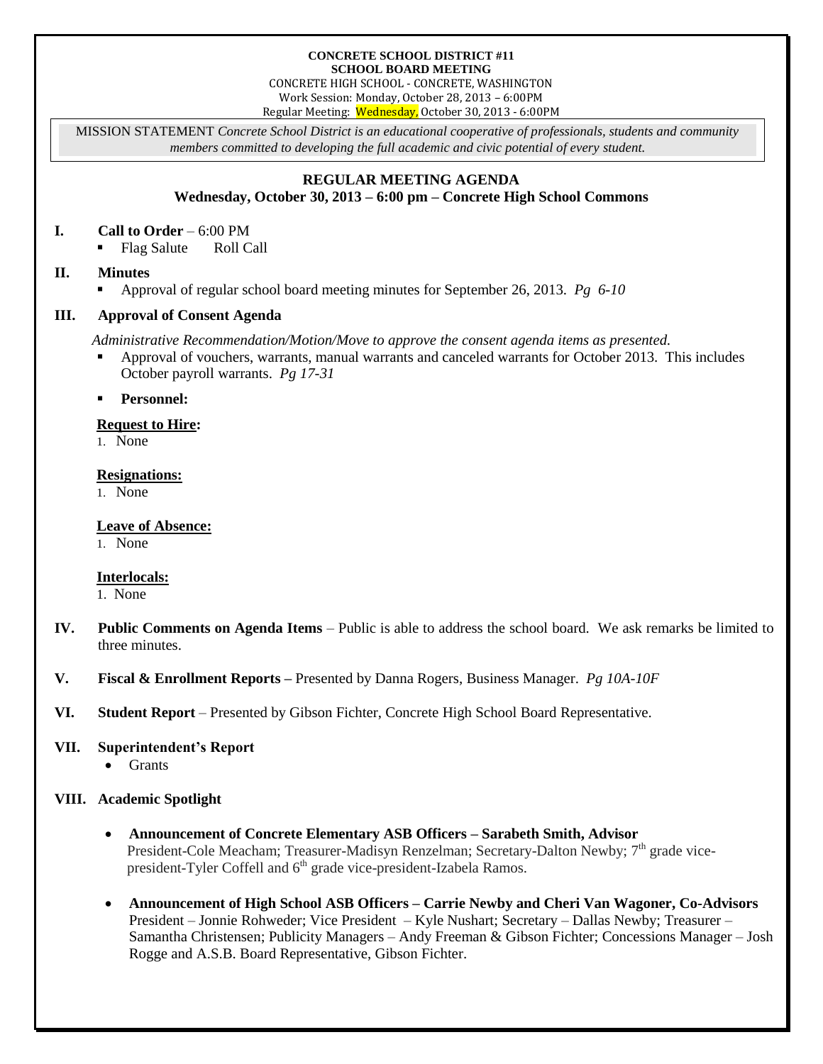**CONCRETE SCHOOL DISTRICT #11**
**SCHOOL BOARD MEETING**
CONCRETE HIGH SCHOOL - CONCRETE, WASHINGTON
Work Session: Monday, October 28, 2013 – 6:00PM
Regular Meeting: Wednesday, October 30, 2013 - 6:00PM

MISSION STATEMENT *Concrete School District is an educational cooperative of professionals, students and community members committed to developing the full academic and civic potential of every student.*

## REGULAR MEETING AGENDA
**Wednesday, October 30, 2013 – 6:00 pm – Concrete High School Commons**

**I. Call to Order** – 6:00 PM
- Flag Salute Roll Call

**II. Minutes**
- Approval of regular school board meeting minutes for September 26, 2013. *Pg 6-10*

**III. Approval of Consent Agenda**

*Administrative Recommendation/Motion/Move to approve the consent agenda items as presented.*
- Approval of vouchers, warrants, manual warrants and canceled warrants for October 2013. This includes October payroll warrants. *Pg 17-31*
- **Personnel:**

**Request to Hire:**
1. None

**Resignations:**
1. None

**Leave of Absence:**
1. None

**Interlocals:**
1. None

**IV. Public Comments on Agenda Items** – Public is able to address the school board. We ask remarks be limited to three minutes.

**V. Fiscal & Enrollment Reports –** Presented by Danna Rogers, Business Manager. *Pg 10A-10F*

**VI. Student Report** – Presented by Gibson Fichter, Concrete High School Board Representative.

**VII. Superintendent's Report**
- Grants

**VIII. Academic Spotlight**

- **Announcement of Concrete Elementary ASB Officers – Sarabeth Smith, Advisor**
  President-Cole Meacham; Treasurer-Madisyn Renzelman; Secretary-Dalton Newby; 7th grade vice-president-Tyler Coffell and 6th grade vice-president-Izabela Ramos.

- **Announcement of High School ASB Officers – Carrie Newby and Cheri Van Wagoner, Co-Advisors**
  President – Jonnie Rohweder; Vice President – Kyle Nushart; Secretary – Dallas Newby; Treasurer – Samantha Christensen; Publicity Managers – Andy Freeman & Gibson Fichter; Concessions Manager – Josh Rogge and A.S.B. Board Representative, Gibson Fichter.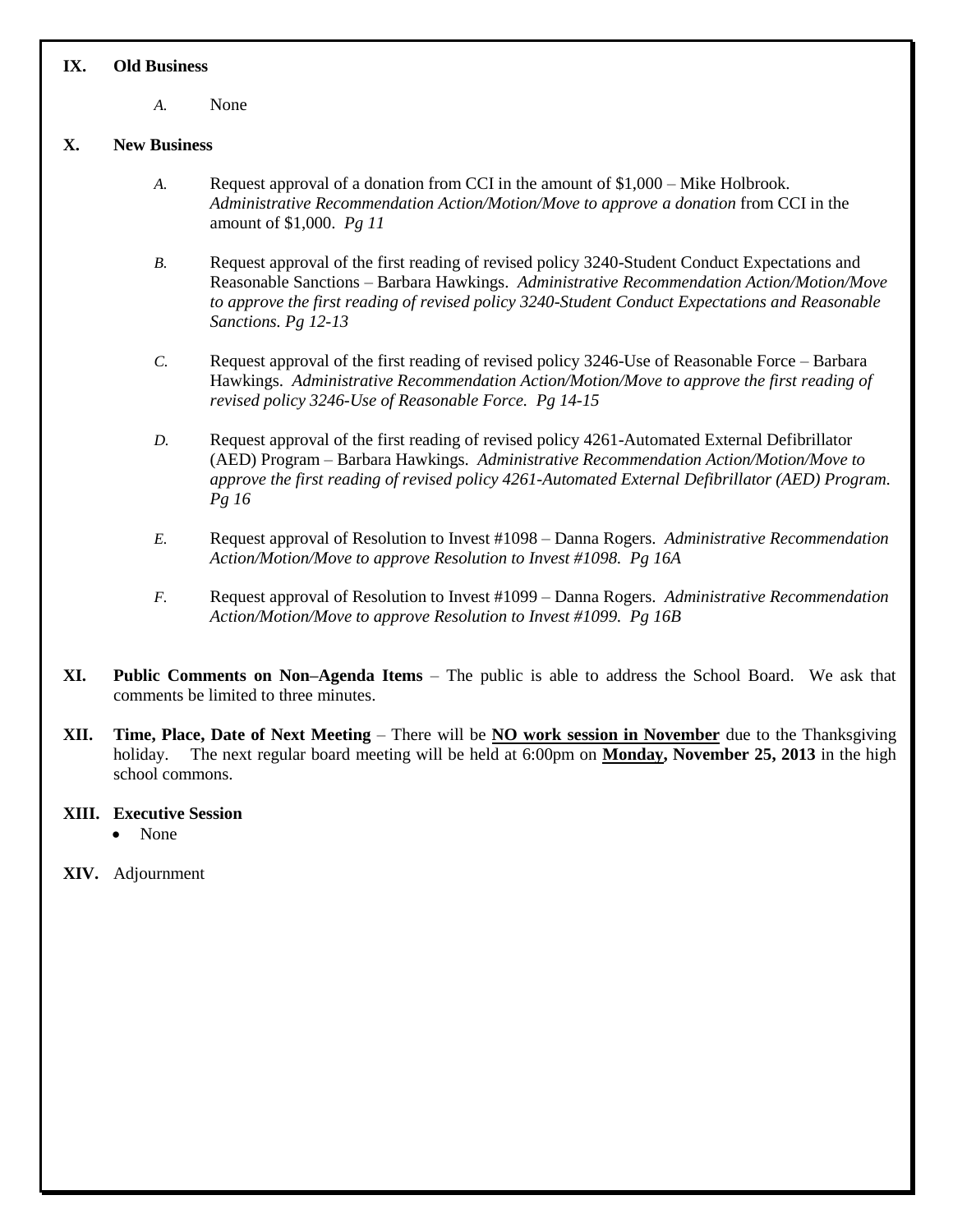**IX. Old Business**

*A.* None

**X. New Business**

*A.* Request approval of a donation from CCI in the amount of $1,000 – Mike Holbrook. *Administrative Recommendation Action/Motion/Move to approve a donation* from CCI in the amount of $1,000. *Pg 11*

*B.* Request approval of the first reading of revised policy 3240-Student Conduct Expectations and Reasonable Sanctions – Barbara Hawkings. *Administrative Recommendation Action/Motion/Move to approve the first reading of revised policy 3240-Student Conduct Expectations and Reasonable Sanctions. Pg 12-13*

*C.* Request approval of the first reading of revised policy 3246-Use of Reasonable Force – Barbara Hawkings. *Administrative Recommendation Action/Motion/Move to approve the first reading of revised policy 3246-Use of Reasonable Force. Pg 14-15*

*D.* Request approval of the first reading of revised policy 4261-Automated External Defibrillator (AED) Program – Barbara Hawkings. *Administrative Recommendation Action/Motion/Move to approve the first reading of revised policy 4261-Automated External Defibrillator (AED) Program. Pg 16*

*E.* Request approval of Resolution to Invest #1098 – Danna Rogers. *Administrative Recommendation Action/Motion/Move to approve Resolution to Invest #1098. Pg 16A*

*F.* Request approval of Resolution to Invest #1099 – Danna Rogers. *Administrative Recommendation Action/Motion/Move to approve Resolution to Invest #1099. Pg 16B*

**XI. Public Comments on Non–Agenda Items** – The public is able to address the School Board. We ask that comments be limited to three minutes.

**XII. Time, Place, Date of Next Meeting** – There will be **NO work session in November** due to the Thanksgiving holiday. The next regular board meeting will be held at 6:00pm on **Monday, November 25, 2013** in the high school commons.

**XIII. Executive Session**

- None

**XIV.** Adjournment